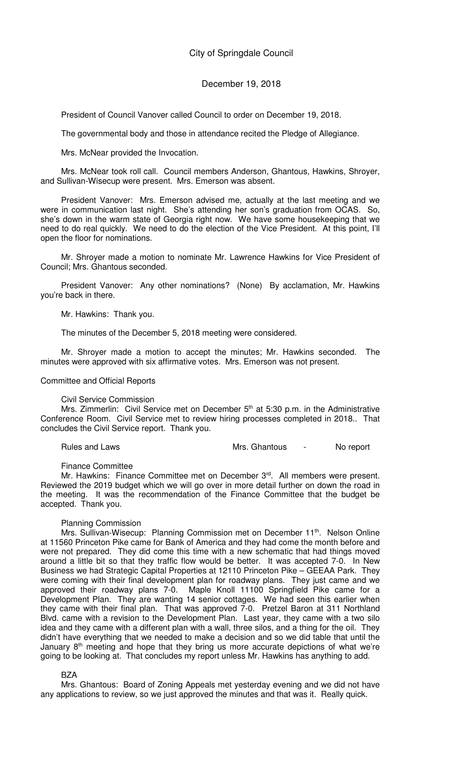# City of Springdale Council

December 19, 2018

President of Council Vanover called Council to order on December 19, 2018.

The governmental body and those in attendance recited the Pledge of Allegiance.

Mrs. McNear provided the Invocation.

Mrs. McNear took roll call. Council members Anderson, Ghantous, Hawkins, Shroyer, and Sullivan-Wisecup were present. Mrs. Emerson was absent.

President Vanover: Mrs. Emerson advised me, actually at the last meeting and we were in communication last night. She's attending her son's graduation from OCAS. So, she's down in the warm state of Georgia right now. We have some housekeeping that we need to do real quickly. We need to do the election of the Vice President. At this point, I'll open the floor for nominations.

Mr. Shroyer made a motion to nominate Mr. Lawrence Hawkins for Vice President of Council; Mrs. Ghantous seconded.

President Vanover: Any other nominations? (None) By acclamation, Mr. Hawkins you're back in there.

Mr. Hawkins: Thank you.

The minutes of the December 5, 2018 meeting were considered.

Mr. Shroyer made a motion to accept the minutes; Mr. Hawkins seconded. The minutes were approved with six affirmative votes. Mrs. Emerson was not present.

Committee and Official Reports

Civil Service Commission

Mrs. Zimmerlin: Civil Service met on December 5th at 5:30 p.m. in the Administrative Conference Room. Civil Service met to review hiring processes completed in 2018.. That concludes the Civil Service report. Thank you.

Rules and Laws Mrs. Ghantous - No report

Finance Committee

Mr. Hawkins: Finance Committee met on December 3rd. All members were present. Reviewed the 2019 budget which we will go over in more detail further on down the road in the meeting. It was the recommendation of the Finance Committee that the budget be accepted. Thank you.

Planning Commission

Mrs. Sullivan-Wisecup: Planning Commission met on December 11th. Nelson Online at 11560 Princeton Pike came for Bank of America and they had come the month before and were not prepared. They did come this time with a new schematic that had things moved around a little bit so that they traffic flow would be better. It was accepted 7-0. In New Business we had Strategic Capital Properties at 12110 Princeton Pike – GEEAA Park. They were coming with their final development plan for roadway plans. They just came and we approved their roadway plans 7-0. Maple Knoll 11100 Springfield Pike came for a Development Plan. They are wanting 14 senior cottages. We had seen this earlier when they came with their final plan. That was approved 7-0. Pretzel Baron at 311 Northland Blvd. came with a revision to the Development Plan. Last year, they came with a two silo idea and they came with a different plan with a wall, three silos, and a thing for the oil. They didn't have everything that we needed to make a decision and so we did table that until the January 8th meeting and hope that they bring us more accurate depictions of what we're going to be looking at. That concludes my report unless Mr. Hawkins has anything to add.

BZA

Mrs. Ghantous: Board of Zoning Appeals met yesterday evening and we did not have any applications to review, so we just approved the minutes and that was it. Really quick.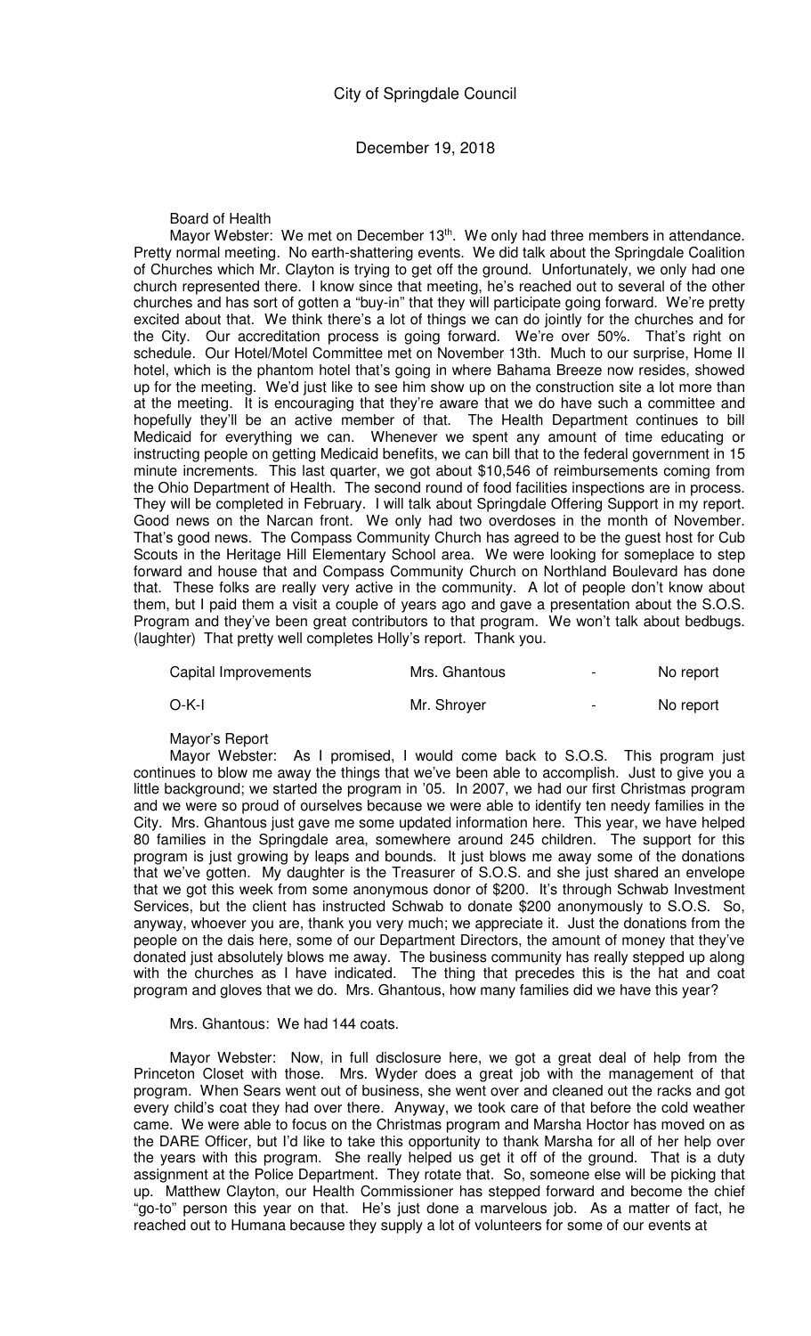Board of Health

Mayor Webster: We met on December 13th. We only had three members in attendance. Pretty normal meeting. No earth-shattering events. We did talk about the Springdale Coalition of Churches which Mr. Clayton is trying to get off the ground. Unfortunately, we only had one church represented there. I know since that meeting, he's reached out to several of the other churches and has sort of gotten a "buy-in" that they will participate going forward. We're pretty excited about that. We think there's a lot of things we can do jointly for the churches and for the City. Our accreditation process is going forward. We're over 50%. That's right on schedule. Our Hotel/Motel Committee met on November 13th. Much to our surprise, Home II hotel, which is the phantom hotel that's going in where Bahama Breeze now resides, showed up for the meeting. We'd just like to see him show up on the construction site a lot more than at the meeting. It is encouraging that they're aware that we do have such a committee and hopefully they'll be an active member of that. The Health Department continues to bill Medicaid for everything we can. Whenever we spent any amount of time educating or instructing people on getting Medicaid benefits, we can bill that to the federal government in 15 minute increments. This last quarter, we got about $10,546 of reimbursements coming from the Ohio Department of Health. The second round of food facilities inspections are in process. They will be completed in February. I will talk about Springdale Offering Support in my report. Good news on the Narcan front. We only had two overdoses in the month of November. That's good news. The Compass Community Church has agreed to be the guest host for Cub Scouts in the Heritage Hill Elementary School area. We were looking for someplace to step forward and house that and Compass Community Church on Northland Boulevard has done that. These folks are really very active in the community. A lot of people don't know about them, but I paid them a visit a couple of years ago and gave a presentation about the S.O.S. Program and they've been great contributors to that program. We won't talk about bedbugs. (laughter) That pretty well completes Holly's report. Thank you.

| Capital Improvements | Mrs. Ghantous | - | No report |
|---|---|---|---|
| O-K-I | Mr. Shroyer | - | No report |

Mayor's Report

Mayor Webster: As I promised, I would come back to S.O.S. This program just continues to blow me away the things that we've been able to accomplish. Just to give you a little background; we started the program in '05. In 2007, we had our first Christmas program and we were so proud of ourselves because we were able to identify ten needy families in the City. Mrs. Ghantous just gave me some updated information here. This year, we have helped 80 families in the Springdale area, somewhere around 245 children. The support for this program is just growing by leaps and bounds. It just blows me away some of the donations that we've gotten. My daughter is the Treasurer of S.O.S. and she just shared an envelope that we got this week from some anonymous donor of $200. It's through Schwab Investment Services, but the client has instructed Schwab to donate $200 anonymously to S.O.S. So, anyway, whoever you are, thank you very much; we appreciate it. Just the donations from the people on the dais here, some of our Department Directors, the amount of money that they've donated just absolutely blows me away. The business community has really stepped up along with the churches as I have indicated. The thing that precedes this is the hat and coat program and gloves that we do. Mrs. Ghantous, how many families did we have this year?

Mrs. Ghantous: We had 144 coats.

Mayor Webster: Now, in full disclosure here, we got a great deal of help from the Princeton Closet with those. Mrs. Wyder does a great job with the management of that program. When Sears went out of business, she went over and cleaned out the racks and got every child's coat they had over there. Anyway, we took care of that before the cold weather came. We were able to focus on the Christmas program and Marsha Hoctor has moved on as the DARE Officer, but I'd like to take this opportunity to thank Marsha for all of her help over the years with this program. She really helped us get it off of the ground. That is a duty assignment at the Police Department. They rotate that. So, someone else will be picking that up. Matthew Clayton, our Health Commissioner has stepped forward and become the chief "go-to" person this year on that. He's just done a marvelous job. As a matter of fact, he reached out to Humana because they supply a lot of volunteers for some of our events at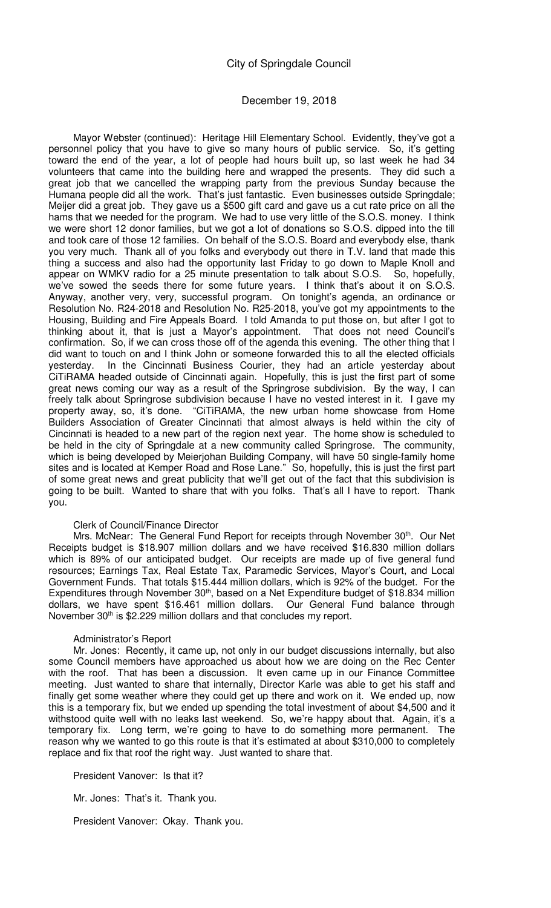Mayor Webster (continued): Heritage Hill Elementary School. Evidently, they've got a personnel policy that you have to give so many hours of public service. So, it's getting toward the end of the year, a lot of people had hours built up, so last week he had 34 volunteers that came into the building here and wrapped the presents. They did such a great job that we cancelled the wrapping party from the previous Sunday because the Humana people did all the work. That's just fantastic. Even businesses outside Springdale; Meijer did a great job. They gave us a $500 gift card and gave us a cut rate price on all the hams that we needed for the program. We had to use very little of the S.O.S. money. I think we were short 12 donor families, but we got a lot of donations so S.O.S. dipped into the till and took care of those 12 families. On behalf of the S.O.S. Board and everybody else, thank you very much. Thank all of you folks and everybody out there in T.V. land that made this thing a success and also had the opportunity last Friday to go down to Maple Knoll and appear on WMKV radio for a 25 minute presentation to talk about S.O.S. So, hopefully, we've sowed the seeds there for some future years. I think that's about it on S.O.S. Anyway, another very, very, successful program. On tonight's agenda, an ordinance or Resolution No. R24-2018 and Resolution No. R25-2018, you've got my appointments to the Housing, Building and Fire Appeals Board. I told Amanda to put those on, but after I got to thinking about it, that is just a Mayor's appointment. That does not need Council's confirmation. So, if we can cross those off of the agenda this evening. The other thing that I did want to touch on and I think John or someone forwarded this to all the elected officials yesterday. In the Cincinnati Business Courier, they had an article yesterday about CiTiRAMA headed outside of Cincinnati again. Hopefully, this is just the first part of some great news coming our way as a result of the Springrose subdivision. By the way, I can freely talk about Springrose subdivision because I have no vested interest in it. I gave my property away, so, it's done. "CiTiRAMA, the new urban home showcase from Home Builders Association of Greater Cincinnati that almost always is held within the city of Cincinnati is headed to a new part of the region next year. The home show is scheduled to be held in the city of Springdale at a new community called Springrose. The community, which is being developed by Meierjohan Building Company, will have 50 single-family home sites and is located at Kemper Road and Rose Lane." So, hopefully, this is just the first part of some great news and great publicity that we'll get out of the fact that this subdivision is going to be built. Wanted to share that with you folks. That's all I have to report. Thank you.

Clerk of Council/Finance Director

Mrs. McNear: The General Fund Report for receipts through November 30th. Our Net Receipts budget is $18.907 million dollars and we have received $16.830 million dollars which is 89% of our anticipated budget. Our receipts are made up of five general fund resources; Earnings Tax, Real Estate Tax, Paramedic Services, Mayor's Court, and Local Government Funds. That totals $15.444 million dollars, which is 92% of the budget. For the Expenditures through November 30th, based on a Net Expenditure budget of $18.834 million dollars, we have spent $16.461 million dollars. Our General Fund balance through November 30th is $2.229 million dollars and that concludes my report.

Administrator's Report

Mr. Jones: Recently, it came up, not only in our budget discussions internally, but also some Council members have approached us about how we are doing on the Rec Center with the roof. That has been a discussion. It even came up in our Finance Committee meeting. Just wanted to share that internally, Director Karle was able to get his staff and finally get some weather where they could get up there and work on it. We ended up, now this is a temporary fix, but we ended up spending the total investment of about $4,500 and it withstood quite well with no leaks last weekend. So, we're happy about that. Again, it's a temporary fix. Long term, we're going to have to do something more permanent. The reason why we wanted to go this route is that it's estimated at about $310,000 to completely replace and fix that roof the right way. Just wanted to share that.

President Vanover: Is that it?

Mr. Jones: That's it. Thank you.

President Vanover: Okay. Thank you.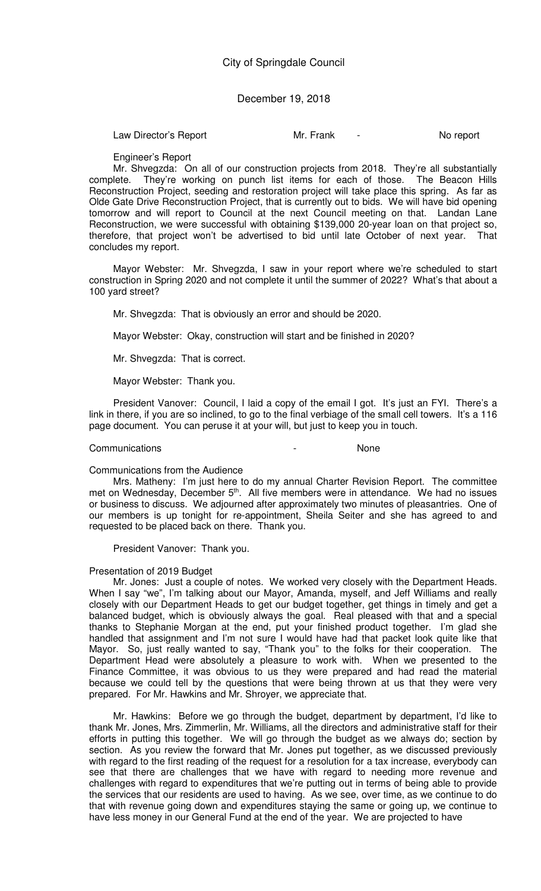Law Director's Report Mr. Frank - No report

Engineer's Report

Mr. Shvegzda: On all of our construction projects from 2018. They're all substantially complete. They're working on punch list items for each of those. The Beacon Hills Reconstruction Project, seeding and restoration project will take place this spring. As far as Olde Gate Drive Reconstruction Project, that is currently out to bids. We will have bid opening tomorrow and will report to Council at the next Council meeting on that. Landan Lane Reconstruction, we were successful with obtaining $139,000 20-year loan on that project so, therefore, that project won't be advertised to bid until late October of next year. That concludes my report.

Mayor Webster: Mr. Shvegzda, I saw in your report where we're scheduled to start construction in Spring 2020 and not complete it until the summer of 2022? What's that about a 100 yard street?

Mr. Shvegzda: That is obviously an error and should be 2020.

Mayor Webster: Okay, construction will start and be finished in 2020?

Mr. Shvegzda: That is correct.

Mayor Webster: Thank you.

President Vanover: Council, I laid a copy of the email I got. It's just an FYI. There's a link in there, if you are so inclined, to go to the final verbiage of the small cell towers. It's a 116 page document. You can peruse it at your will, but just to keep you in touch.

Communications - None

Communications from the Audience

Mrs. Matheny: I'm just here to do my annual Charter Revision Report. The committee met on Wednesday, December 5th. All five members were in attendance. We had no issues or business to discuss. We adjourned after approximately two minutes of pleasantries. One of our members is up tonight for re-appointment, Sheila Seiter and she has agreed to and requested to be placed back on there. Thank you.

President Vanover: Thank you.

Presentation of 2019 Budget

Mr. Jones: Just a couple of notes. We worked very closely with the Department Heads. When I say "we", I'm talking about our Mayor, Amanda, myself, and Jeff Williams and really closely with our Department Heads to get our budget together, get things in timely and get a balanced budget, which is obviously always the goal. Real pleased with that and a special thanks to Stephanie Morgan at the end, put your finished product together. I'm glad she handled that assignment and I'm not sure I would have had that packet look quite like that Mayor. So, just really wanted to say, "Thank you" to the folks for their cooperation. The Department Head were absolutely a pleasure to work with. When we presented to the Finance Committee, it was obvious to us they were prepared and had read the material because we could tell by the questions that were being thrown at us that they were very prepared. For Mr. Hawkins and Mr. Shroyer, we appreciate that.

Mr. Hawkins: Before we go through the budget, department by department, I'd like to thank Mr. Jones, Mrs. Zimmerlin, Mr. Williams, all the directors and administrative staff for their efforts in putting this together. We will go through the budget as we always do; section by section. As you review the forward that Mr. Jones put together, as we discussed previously with regard to the first reading of the request for a resolution for a tax increase, everybody can see that there are challenges that we have with regard to needing more revenue and challenges with regard to expenditures that we're putting out in terms of being able to provide the services that our residents are used to having. As we see, over time, as we continue to do that with revenue going down and expenditures staying the same or going up, we continue to have less money in our General Fund at the end of the year. We are projected to have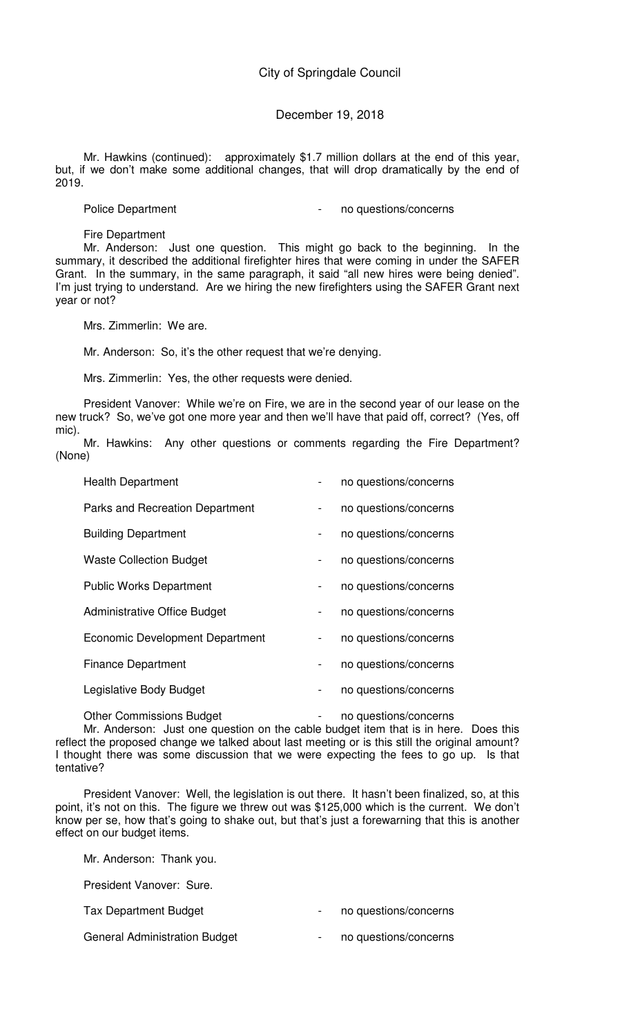Mr. Hawkins (continued): approximately $1.7 million dollars at the end of this year, but, if we don't make some additional changes, that will drop dramatically by the end of 2019.

Police Department - no questions/concerns

Fire Department

Mr. Anderson: Just one question. This might go back to the beginning. In the summary, it described the additional firefighter hires that were coming in under the SAFER Grant. In the summary, in the same paragraph, it said "all new hires were being denied". I'm just trying to understand. Are we hiring the new firefighters using the SAFER Grant next year or not?

Mrs. Zimmerlin: We are.

Mr. Anderson: So, it's the other request that we're denying.

Mrs. Zimmerlin: Yes, the other requests were denied.

President Vanover: While we're on Fire, we are in the second year of our lease on the new truck? So, we've got one more year and then we'll have that paid off, correct? (Yes, off mic).

Mr. Hawkins: Any other questions or comments regarding the Fire Department? (None)

Health Department - no questions/concerns

Parks and Recreation Department - no questions/concerns

Building Department - no questions/concerns

Waste Collection Budget - no questions/concerns

Public Works Department - no questions/concerns

Administrative Office Budget - no questions/concerns

Economic Development Department - no questions/concerns

Finance Department - no questions/concerns

Legislative Body Budget - no questions/concerns

Other Commissions Budget - no questions/concerns

Mr. Anderson: Just one question on the cable budget item that is in here. Does this reflect the proposed change we talked about last meeting or is this still the original amount? I thought there was some discussion that we were expecting the fees to go up. Is that tentative?

President Vanover: Well, the legislation is out there. It hasn't been finalized, so, at this point, it's not on this. The figure we threw out was $125,000 which is the current. We don't know per se, how that's going to shake out, but that's just a forewarning that this is another effect on our budget items.

Mr. Anderson: Thank you.

President Vanover: Sure.

Tax Department Budget - no questions/concerns

General Administration Budget - no questions/concerns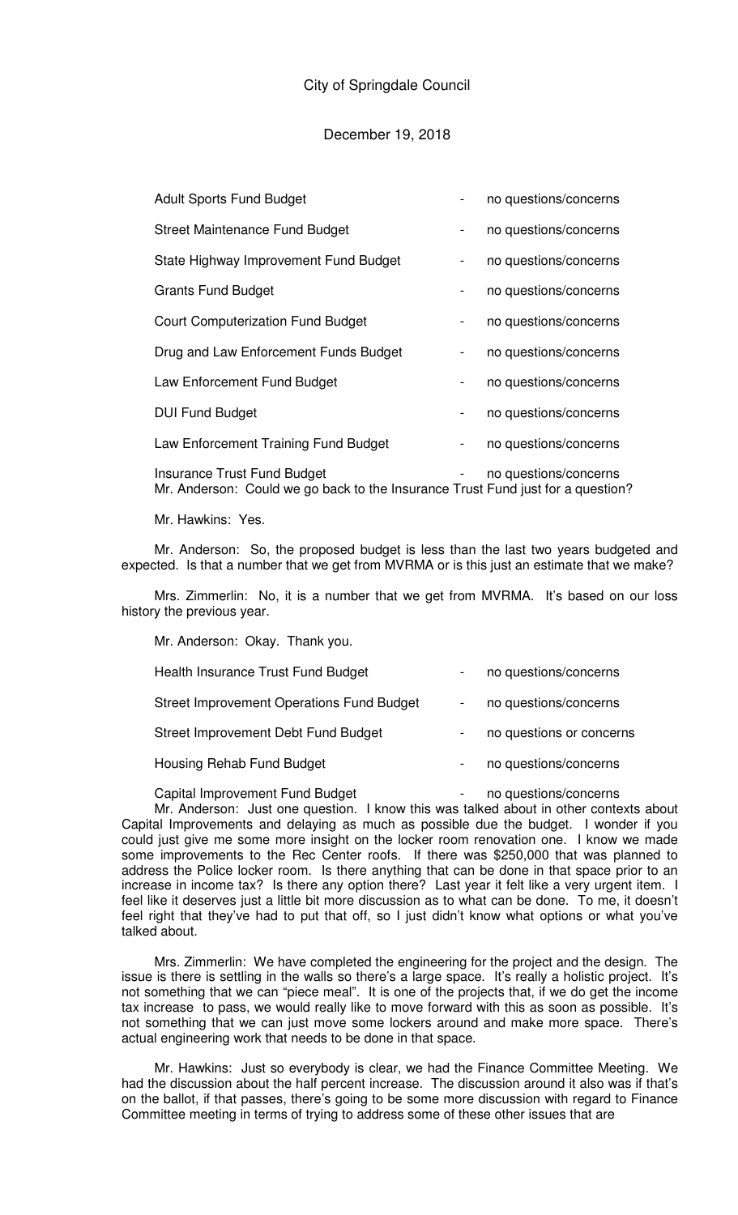City of Springdale Council

December 19, 2018

| | | |
|---|---|---|
| Adult Sports Fund Budget | - | no questions/concerns |
| Street Maintenance Fund Budget | - | no questions/concerns |
| State Highway Improvement Fund Budget | - | no questions/concerns |
| Grants Fund Budget | - | no questions/concerns |
| Court Computerization Fund Budget | - | no questions/concerns |
| Drug and Law Enforcement Funds Budget | - | no questions/concerns |
| Law Enforcement Fund Budget | - | no questions/concerns |
| DUI Fund Budget | - | no questions/concerns |
| Law Enforcement Training Fund Budget | - | no questions/concerns |
| Insurance Trust Fund Budget | - | no questions/concerns |

Mr. Anderson: Could we go back to the Insurance Trust Fund just for a question?

Mr. Hawkins: Yes.

Mr. Anderson: So, the proposed budget is less than the last two years budgeted and expected. Is that a number that we get from MVRMA or is this just an estimate that we make?

Mrs. Zimmerlin: No, it is a number that we get from MVRMA. It's based on our loss history the previous year.

Mr. Anderson: Okay. Thank you.

| | | |
|---|---|---|
| Health Insurance Trust Fund Budget | - | no questions/concerns |
| Street Improvement Operations Fund Budget | - | no questions/concerns |
| Street Improvement Debt Fund Budget | - | no questions or concerns |
| Housing Rehab Fund Budget | - | no questions/concerns |
| Capital Improvement Fund Budget | - | no questions/concerns |

Mr. Anderson: Just one question. I know this was talked about in other contexts about Capital Improvements and delaying as much as possible due the budget. I wonder if you could just give me some more insight on the locker room renovation one. I know we made some improvements to the Rec Center roofs. If there was $250,000 that was planned to address the Police locker room. Is there anything that can be done in that space prior to an increase in income tax? Is there any option there? Last year it felt like a very urgent item. I feel like it deserves just a little bit more discussion as to what can be done. To me, it doesn't feel right that they've had to put that off, so I just didn't know what options or what you've talked about.

Mrs. Zimmerlin: We have completed the engineering for the project and the design. The issue is there is settling in the walls so there's a large space. It's really a holistic project. It's not something that we can "piece meal". It is one of the projects that, if we do get the income tax increase to pass, we would really like to move forward with this as soon as possible. It's not something that we can just move some lockers around and make more space. There's actual engineering work that needs to be done in that space.

Mr. Hawkins: Just so everybody is clear, we had the Finance Committee Meeting. We had the discussion about the half percent increase. The discussion around it also was if that's on the ballot, if that passes, there's going to be some more discussion with regard to Finance Committee meeting in terms of trying to address some of these other issues that are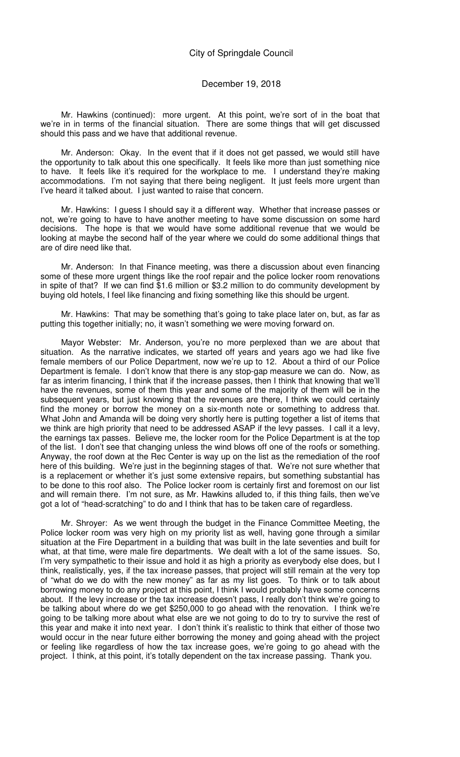Mr. Hawkins (continued): more urgent. At this point, we're sort of in the boat that we're in in terms of the financial situation. There are some things that will get discussed should this pass and we have that additional revenue.

Mr. Anderson: Okay. In the event that if it does not get passed, we would still have the opportunity to talk about this one specifically. It feels like more than just something nice to have. It feels like it's required for the workplace to me. I understand they're making accommodations. I'm not saying that there being negligent. It just feels more urgent than I've heard it talked about. I just wanted to raise that concern.

Mr. Hawkins: I guess I should say it a different way. Whether that increase passes or not, we're going to have to have another meeting to have some discussion on some hard decisions. The hope is that we would have some additional revenue that we would be looking at maybe the second half of the year where we could do some additional things that are of dire need like that.

Mr. Anderson: In that Finance meeting, was there a discussion about even financing some of these more urgent things like the roof repair and the police locker room renovations in spite of that? If we can find $1.6 million or $3.2 million to do community development by buying old hotels, I feel like financing and fixing something like this should be urgent.

Mr. Hawkins: That may be something that's going to take place later on, but, as far as putting this together initially; no, it wasn't something we were moving forward on.

Mayor Webster: Mr. Anderson, you're no more perplexed than we are about that situation. As the narrative indicates, we started off years and years ago we had like five female members of our Police Department, now we're up to 12. About a third of our Police Department is female. I don't know that there is any stop-gap measure we can do. Now, as far as interim financing, I think that if the increase passes, then I think that knowing that we'll have the revenues, some of them this year and some of the majority of them will be in the subsequent years, but just knowing that the revenues are there, I think we could certainly find the money or borrow the money on a six-month note or something to address that. What John and Amanda will be doing very shortly here is putting together a list of items that we think are high priority that need to be addressed ASAP if the levy passes. I call it a levy, the earnings tax passes. Believe me, the locker room for the Police Department is at the top of the list. I don't see that changing unless the wind blows off one of the roofs or something. Anyway, the roof down at the Rec Center is way up on the list as the remediation of the roof here of this building. We're just in the beginning stages of that. We're not sure whether that is a replacement or whether it's just some extensive repairs, but something substantial has to be done to this roof also. The Police locker room is certainly first and foremost on our list and will remain there. I'm not sure, as Mr. Hawkins alluded to, if this thing fails, then we've got a lot of "head-scratching" to do and I think that has to be taken care of regardless.

Mr. Shroyer: As we went through the budget in the Finance Committee Meeting, the Police locker room was very high on my priority list as well, having gone through a similar situation at the Fire Department in a building that was built in the late seventies and built for what, at that time, were male fire departments. We dealt with a lot of the same issues. So, I'm very sympathetic to their issue and hold it as high a priority as everybody else does, but I think, realistically, yes, if the tax increase passes, that project will still remain at the very top of "what do we do with the new money" as far as my list goes. To think or to talk about borrowing money to do any project at this point, I think I would probably have some concerns about. If the levy increase or the tax increase doesn't pass, I really don't think we're going to be talking about where do we get $250,000 to go ahead with the renovation. I think we're going to be talking more about what else are we not going to do to try to survive the rest of this year and make it into next year. I don't think it's realistic to think that either of those two would occur in the near future either borrowing the money and going ahead with the project or feeling like regardless of how the tax increase goes, we're going to go ahead with the project. I think, at this point, it's totally dependent on the tax increase passing. Thank you.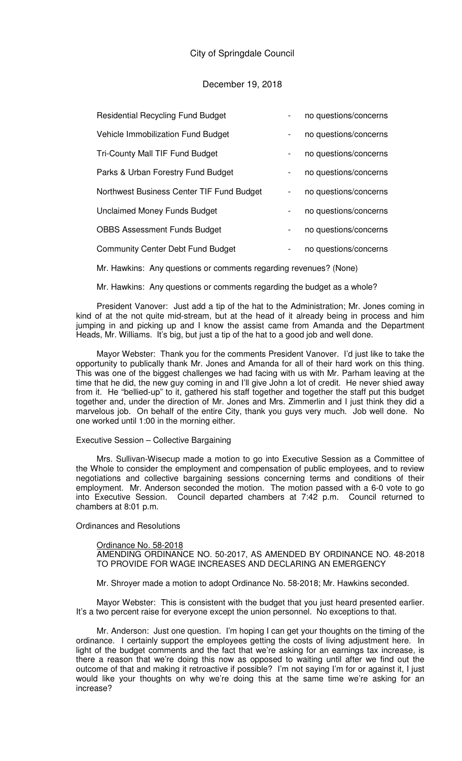| | | |
|---|---|---|
| Residential Recycling Fund Budget | - | no questions/concerns |
| Vehicle Immobilization Fund Budget | - | no questions/concerns |
| Tri-County Mall TIF Fund Budget | - | no questions/concerns |
| Parks & Urban Forestry Fund Budget | - | no questions/concerns |
| Northwest Business Center TIF Fund Budget | - | no questions/concerns |
| Unclaimed Money Funds Budget | - | no questions/concerns |
| OBBS Assessment Funds Budget | - | no questions/concerns |
| Community Center Debt Fund Budget | - | no questions/concerns |

Mr. Hawkins: Any questions or comments regarding revenues? (None)

Mr. Hawkins: Any questions or comments regarding the budget as a whole?

President Vanover: Just add a tip of the hat to the Administration; Mr. Jones coming in kind of at the not quite mid-stream, but at the head of it already being in process and him jumping in and picking up and I know the assist came from Amanda and the Department Heads, Mr. Williams. It's big, but just a tip of the hat to a good job and well done.

Mayor Webster: Thank you for the comments President Vanover. I'd just like to take the opportunity to publically thank Mr. Jones and Amanda for all of their hard work on this thing. This was one of the biggest challenges we had facing with us with Mr. Parham leaving at the time that he did, the new guy coming in and I'll give John a lot of credit. He never shied away from it. He "bellied-up" to it, gathered his staff together and together the staff put this budget together and, under the direction of Mr. Jones and Mrs. Zimmerlin and I just think they did a marvelous job. On behalf of the entire City, thank you guys very much. Job well done. No one worked until 1:00 in the morning either.

Executive Session – Collective Bargaining

Mrs. Sullivan-Wisecup made a motion to go into Executive Session as a Committee of the Whole to consider the employment and compensation of public employees, and to review negotiations and collective bargaining sessions concerning terms and conditions of their employment. Mr. Anderson seconded the motion. The motion passed with a 6-0 vote to go into Executive Session. Council departed chambers at 7:42 p.m. Council returned to chambers at 8:01 p.m.

Ordinances and Resolutions

Ordinance No. 58-2018
AMENDING ORDINANCE NO. 50-2017, AS AMENDED BY ORDINANCE NO. 48-2018 TO PROVIDE FOR WAGE INCREASES AND DECLARING AN EMERGENCY

Mr. Shroyer made a motion to adopt Ordinance No. 58-2018; Mr. Hawkins seconded.

Mayor Webster: This is consistent with the budget that you just heard presented earlier. It's a two percent raise for everyone except the union personnel. No exceptions to that.

Mr. Anderson: Just one question. I'm hoping I can get your thoughts on the timing of the ordinance. I certainly support the employees getting the costs of living adjustment here. In light of the budget comments and the fact that we're asking for an earnings tax increase, is there a reason that we're doing this now as opposed to waiting until after we find out the outcome of that and making it retroactive if possible? I'm not saying I'm for or against it, I just would like your thoughts on why we're doing this at the same time we're asking for an increase?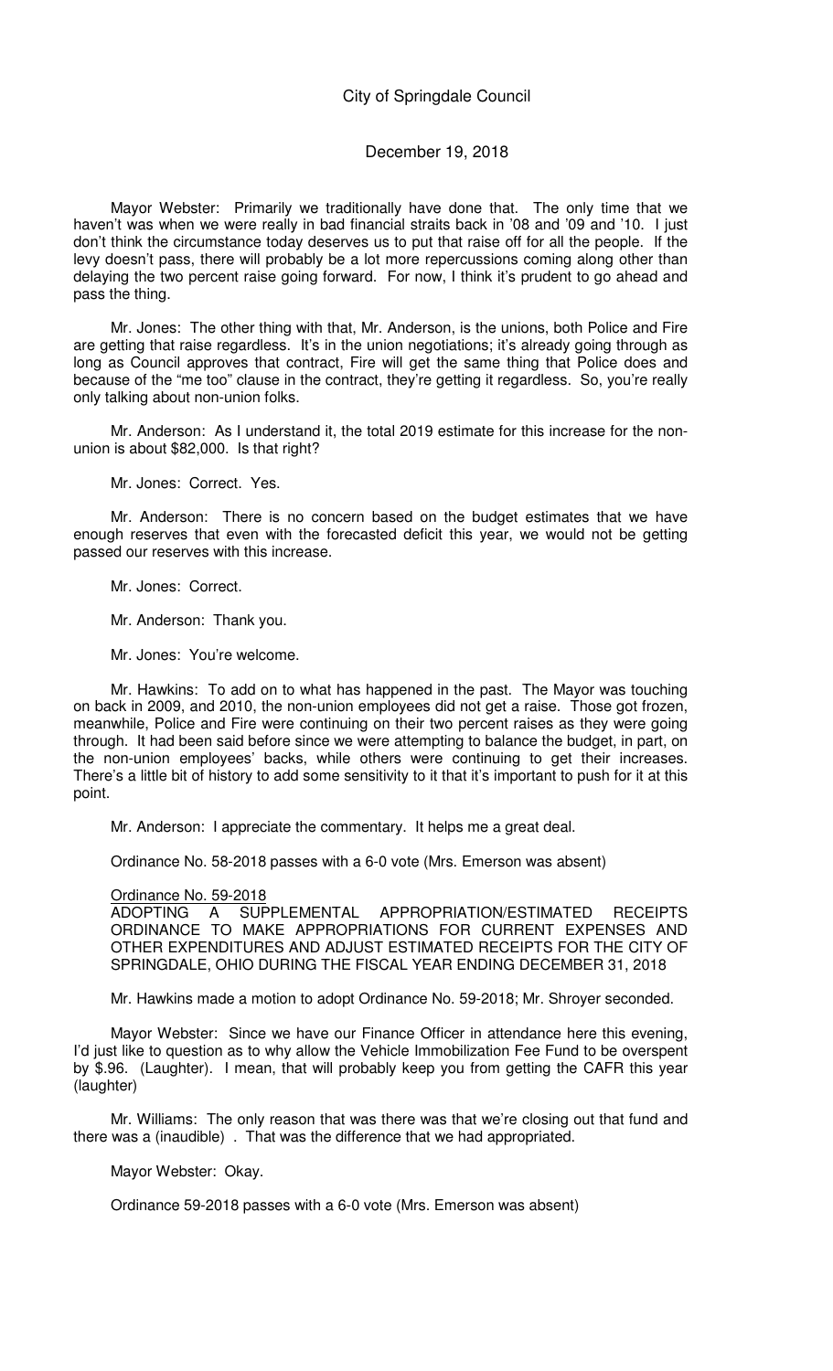Mayor Webster: Primarily we traditionally have done that. The only time that we haven't was when we were really in bad financial straits back in '08 and '09 and '10. I just don't think the circumstance today deserves us to put that raise off for all the people. If the levy doesn't pass, there will probably be a lot more repercussions coming along other than delaying the two percent raise going forward. For now, I think it's prudent to go ahead and pass the thing.

Mr. Jones: The other thing with that, Mr. Anderson, is the unions, both Police and Fire are getting that raise regardless. It's in the union negotiations; it's already going through as long as Council approves that contract, Fire will get the same thing that Police does and because of the "me too" clause in the contract, they're getting it regardless. So, you're really only talking about non-union folks.

Mr. Anderson: As I understand it, the total 2019 estimate for this increase for the non-union is about $82,000. Is that right?

Mr. Jones: Correct. Yes.

Mr. Anderson: There is no concern based on the budget estimates that we have enough reserves that even with the forecasted deficit this year, we would not be getting passed our reserves with this increase.

Mr. Jones: Correct.

Mr. Anderson: Thank you.

Mr. Jones: You're welcome.

Mr. Hawkins: To add on to what has happened in the past. The Mayor was touching on back in 2009, and 2010, the non-union employees did not get a raise. Those got frozen, meanwhile, Police and Fire were continuing on their two percent raises as they were going through. It had been said before since we were attempting to balance the budget, in part, on the non-union employees' backs, while others were continuing to get their increases. There's a little bit of history to add some sensitivity to it that it's important to push for it at this point.

Mr. Anderson: I appreciate the commentary. It helps me a great deal.

Ordinance No. 58-2018 passes with a 6-0 vote (Mrs. Emerson was absent)

Ordinance No. 59-2018
ADOPTING A SUPPLEMENTAL APPROPRIATION/ESTIMATED RECEIPTS ORDINANCE TO MAKE APPROPRIATIONS FOR CURRENT EXPENSES AND OTHER EXPENDITURES AND ADJUST ESTIMATED RECEIPTS FOR THE CITY OF SPRINGDALE, OHIO DURING THE FISCAL YEAR ENDING DECEMBER 31, 2018

Mr. Hawkins made a motion to adopt Ordinance No. 59-2018; Mr. Shroyer seconded.

Mayor Webster: Since we have our Finance Officer in attendance here this evening, I'd just like to question as to why allow the Vehicle Immobilization Fee Fund to be overspent by $.96. (Laughter). I mean, that will probably keep you from getting the CAFR this year (laughter)

Mr. Williams: The only reason that was there was that we're closing out that fund and there was a (inaudible) . That was the difference that we had appropriated.

Mayor Webster: Okay.

Ordinance 59-2018 passes with a 6-0 vote (Mrs. Emerson was absent)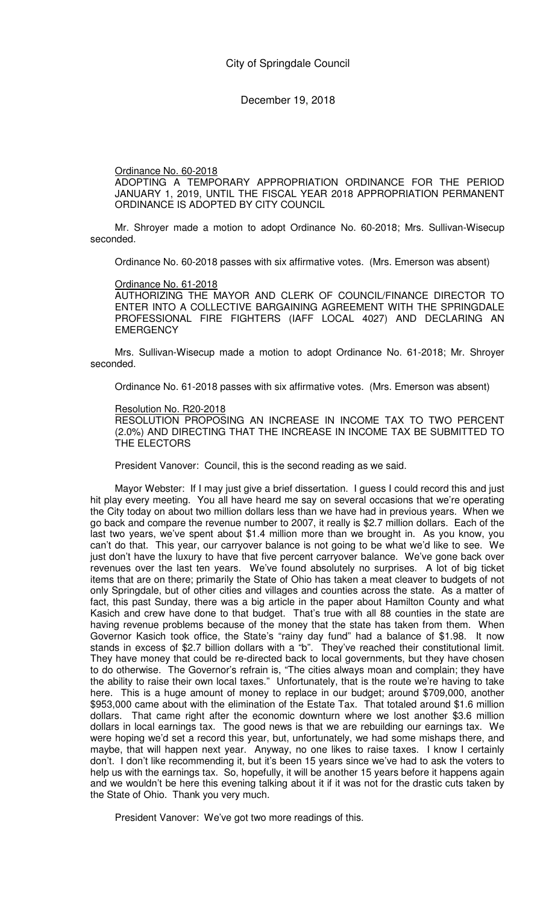Ordinance No. 60-2018

ADOPTING A TEMPORARY APPROPRIATION ORDINANCE FOR THE PERIOD JANUARY 1, 2019, UNTIL THE FISCAL YEAR 2018 APPROPRIATION PERMANENT ORDINANCE IS ADOPTED BY CITY COUNCIL

Mr. Shroyer made a motion to adopt Ordinance No. 60-2018; Mrs. Sullivan-Wisecup seconded.

Ordinance No. 60-2018 passes with six affirmative votes. (Mrs. Emerson was absent)

Ordinance No. 61-2018

AUTHORIZING THE MAYOR AND CLERK OF COUNCIL/FINANCE DIRECTOR TO ENTER INTO A COLLECTIVE BARGAINING AGREEMENT WITH THE SPRINGDALE PROFESSIONAL FIRE FIGHTERS (IAFF LOCAL 4027) AND DECLARING AN EMERGENCY

Mrs. Sullivan-Wisecup made a motion to adopt Ordinance No. 61-2018; Mr. Shroyer seconded.

Ordinance No. 61-2018 passes with six affirmative votes. (Mrs. Emerson was absent)

Resolution No. R20-2018

RESOLUTION PROPOSING AN INCREASE IN INCOME TAX TO TWO PERCENT (2.0%) AND DIRECTING THAT THE INCREASE IN INCOME TAX BE SUBMITTED TO THE ELECTORS

President Vanover: Council, this is the second reading as we said.

Mayor Webster: If I may just give a brief dissertation. I guess I could record this and just hit play every meeting. You all have heard me say on several occasions that we're operating the City today on about two million dollars less than we have had in previous years. When we go back and compare the revenue number to 2007, it really is $2.7 million dollars. Each of the last two years, we've spent about $1.4 million more than we brought in. As you know, you can't do that. This year, our carryover balance is not going to be what we'd like to see. We just don't have the luxury to have that five percent carryover balance. We've gone back over revenues over the last ten years. We've found absolutely no surprises. A lot of big ticket items that are on there; primarily the State of Ohio has taken a meat cleaver to budgets of not only Springdale, but of other cities and villages and counties across the state. As a matter of fact, this past Sunday, there was a big article in the paper about Hamilton County and what Kasich and crew have done to that budget. That's true with all 88 counties in the state are having revenue problems because of the money that the state has taken from them. When Governor Kasich took office, the State's "rainy day fund" had a balance of $1.98. It now stands in excess of $2.7 billion dollars with a "b". They've reached their constitutional limit. They have money that could be re-directed back to local governments, but they have chosen to do otherwise. The Governor's refrain is, "The cities always moan and complain; they have the ability to raise their own local taxes." Unfortunately, that is the route we're having to take here. This is a huge amount of money to replace in our budget; around $709,000, another $953,000 came about with the elimination of the Estate Tax. That totaled around $1.6 million dollars. That came right after the economic downturn where we lost another $3.6 million dollars in local earnings tax. The good news is that we are rebuilding our earnings tax. We were hoping we'd set a record this year, but, unfortunately, we had some mishaps there, and maybe, that will happen next year. Anyway, no one likes to raise taxes. I know I certainly don't. I don't like recommending it, but it's been 15 years since we've had to ask the voters to help us with the earnings tax. So, hopefully, it will be another 15 years before it happens again and we wouldn't be here this evening talking about it if it was not for the drastic cuts taken by the State of Ohio. Thank you very much.

President Vanover: We've got two more readings of this.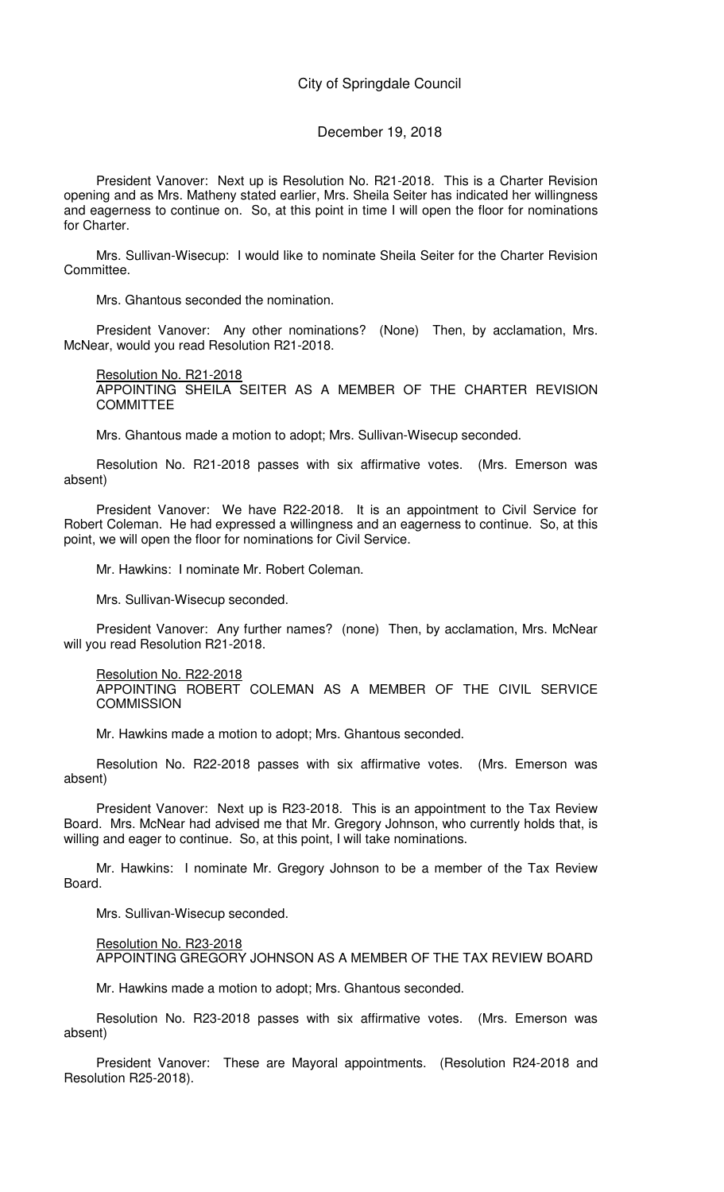President Vanover: Next up is Resolution No. R21-2018. This is a Charter Revision opening and as Mrs. Matheny stated earlier, Mrs. Sheila Seiter has indicated her willingness and eagerness to continue on. So, at this point in time I will open the floor for nominations for Charter.

Mrs. Sullivan-Wisecup: I would like to nominate Sheila Seiter for the Charter Revision Committee.

Mrs. Ghantous seconded the nomination.

President Vanover: Any other nominations? (None) Then, by acclamation, Mrs. McNear, would you read Resolution R21-2018.

Resolution No. R21-2018
APPOINTING SHEILA SEITER AS A MEMBER OF THE CHARTER REVISION COMMITTEE

Mrs. Ghantous made a motion to adopt; Mrs. Sullivan-Wisecup seconded.

Resolution No. R21-2018 passes with six affirmative votes. (Mrs. Emerson was absent)

President Vanover: We have R22-2018. It is an appointment to Civil Service for Robert Coleman. He had expressed a willingness and an eagerness to continue. So, at this point, we will open the floor for nominations for Civil Service.

Mr. Hawkins: I nominate Mr. Robert Coleman.

Mrs. Sullivan-Wisecup seconded.

President Vanover: Any further names? (none) Then, by acclamation, Mrs. McNear will you read Resolution R21-2018.

Resolution No. R22-2018
APPOINTING ROBERT COLEMAN AS A MEMBER OF THE CIVIL SERVICE COMMISSION

Mr. Hawkins made a motion to adopt; Mrs. Ghantous seconded.

Resolution No. R22-2018 passes with six affirmative votes. (Mrs. Emerson was absent)

President Vanover: Next up is R23-2018. This is an appointment to the Tax Review Board. Mrs. McNear had advised me that Mr. Gregory Johnson, who currently holds that, is willing and eager to continue. So, at this point, I will take nominations.

Mr. Hawkins: I nominate Mr. Gregory Johnson to be a member of the Tax Review Board.

Mrs. Sullivan-Wisecup seconded.

Resolution No. R23-2018
APPOINTING GREGORY JOHNSON AS A MEMBER OF THE TAX REVIEW BOARD

Mr. Hawkins made a motion to adopt; Mrs. Ghantous seconded.

Resolution No. R23-2018 passes with six affirmative votes. (Mrs. Emerson was absent)

President Vanover: These are Mayoral appointments. (Resolution R24-2018 and Resolution R25-2018).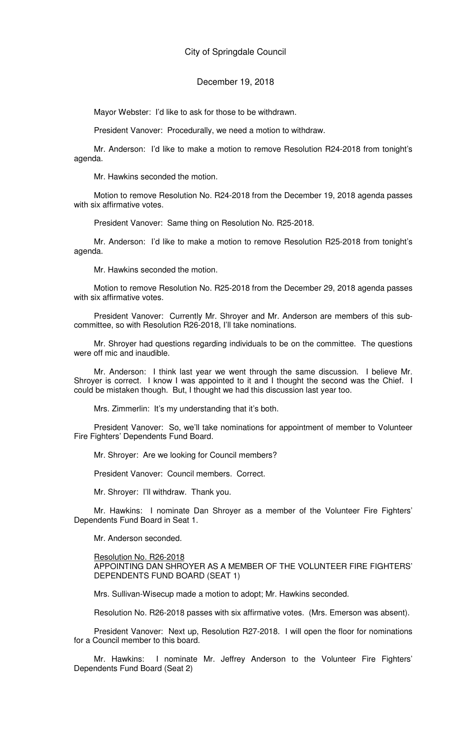Mayor Webster: I'd like to ask for those to be withdrawn.

President Vanover: Procedurally, we need a motion to withdraw.

Mr. Anderson: I'd like to make a motion to remove Resolution R24-2018 from tonight's agenda.

Mr. Hawkins seconded the motion.

Motion to remove Resolution No. R24-2018 from the December 19, 2018 agenda passes with six affirmative votes.

President Vanover: Same thing on Resolution No. R25-2018.

Mr. Anderson: I'd like to make a motion to remove Resolution R25-2018 from tonight's agenda.

Mr. Hawkins seconded the motion.

Motion to remove Resolution No. R25-2018 from the December 29, 2018 agenda passes with six affirmative votes.

President Vanover: Currently Mr. Shroyer and Mr. Anderson are members of this sub-committee, so with Resolution R26-2018, I'll take nominations.

Mr. Shroyer had questions regarding individuals to be on the committee. The questions were off mic and inaudible.

Mr. Anderson: I think last year we went through the same discussion. I believe Mr. Shroyer is correct. I know I was appointed to it and I thought the second was the Chief. I could be mistaken though. But, I thought we had this discussion last year too.

Mrs. Zimmerlin: It's my understanding that it's both.

President Vanover: So, we'll take nominations for appointment of member to Volunteer Fire Fighters' Dependents Fund Board.

Mr. Shroyer: Are we looking for Council members?

President Vanover: Council members. Correct.

Mr. Shroyer: I'll withdraw. Thank you.

Mr. Hawkins: I nominate Dan Shroyer as a member of the Volunteer Fire Fighters' Dependents Fund Board in Seat 1.

Mr. Anderson seconded.

Resolution No. R26-2018
APPOINTING DAN SHROYER AS A MEMBER OF THE VOLUNTEER FIRE FIGHTERS' DEPENDENTS FUND BOARD (SEAT 1)

Mrs. Sullivan-Wisecup made a motion to adopt; Mr. Hawkins seconded.

Resolution No. R26-2018 passes with six affirmative votes. (Mrs. Emerson was absent).

President Vanover: Next up, Resolution R27-2018. I will open the floor for nominations for a Council member to this board.

Mr. Hawkins: I nominate Mr. Jeffrey Anderson to the Volunteer Fire Fighters' Dependents Fund Board (Seat 2)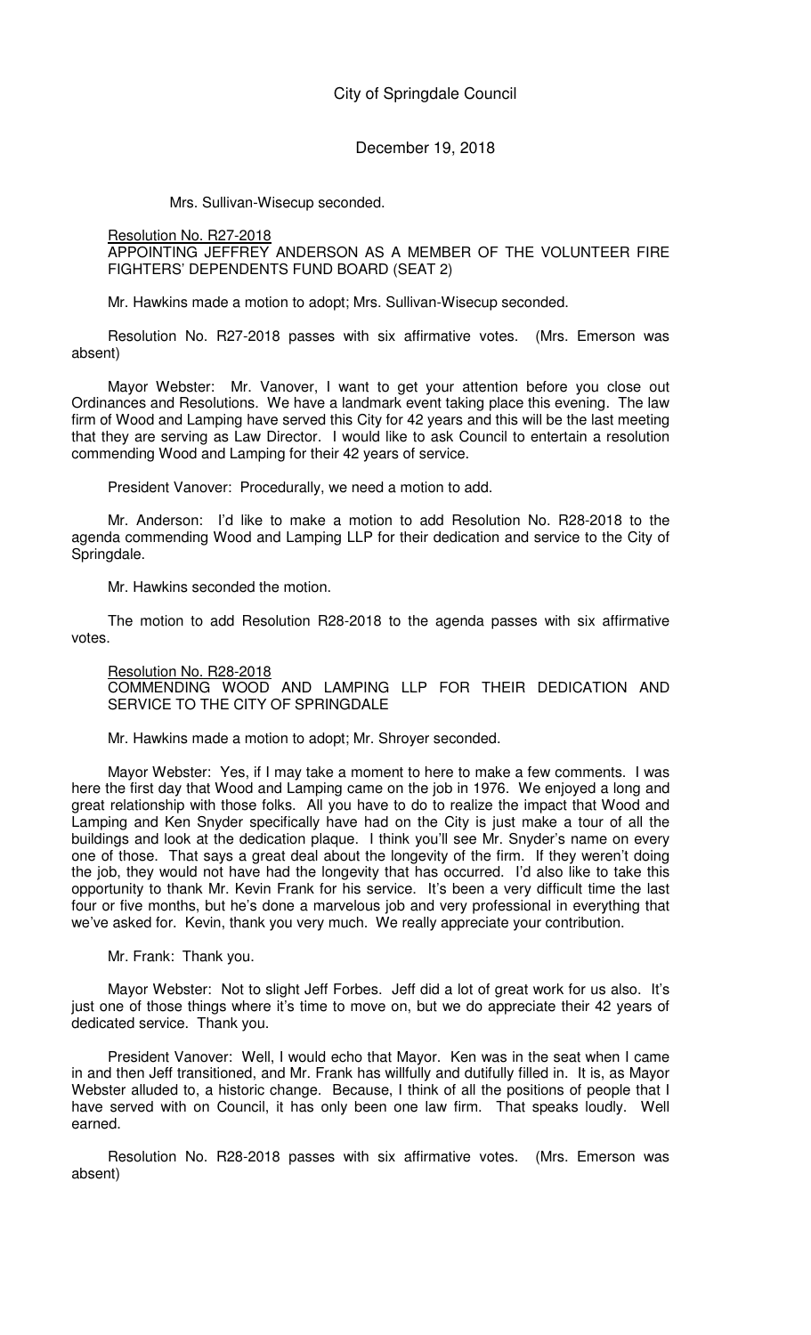Mrs. Sullivan-Wisecup seconded.

Resolution No. R27-2018
APPOINTING JEFFREY ANDERSON AS A MEMBER OF THE VOLUNTEER FIRE FIGHTERS' DEPENDENTS FUND BOARD (SEAT 2)

Mr. Hawkins made a motion to adopt; Mrs. Sullivan-Wisecup seconded.

Resolution No. R27-2018 passes with six affirmative votes. (Mrs. Emerson was absent)

Mayor Webster: Mr. Vanover, I want to get your attention before you close out Ordinances and Resolutions. We have a landmark event taking place this evening. The law firm of Wood and Lamping have served this City for 42 years and this will be the last meeting that they are serving as Law Director. I would like to ask Council to entertain a resolution commending Wood and Lamping for their 42 years of service.

President Vanover: Procedurally, we need a motion to add.

Mr. Anderson: I'd like to make a motion to add Resolution No. R28-2018 to the agenda commending Wood and Lamping LLP for their dedication and service to the City of Springdale.

Mr. Hawkins seconded the motion.

The motion to add Resolution R28-2018 to the agenda passes with six affirmative votes.

Resolution No. R28-2018
COMMENDING WOOD AND LAMPING LLP FOR THEIR DEDICATION AND SERVICE TO THE CITY OF SPRINGDALE

Mr. Hawkins made a motion to adopt; Mr. Shroyer seconded.

Mayor Webster: Yes, if I may take a moment to here to make a few comments. I was here the first day that Wood and Lamping came on the job in 1976. We enjoyed a long and great relationship with those folks. All you have to do to realize the impact that Wood and Lamping and Ken Snyder specifically have had on the City is just make a tour of all the buildings and look at the dedication plaque. I think you'll see Mr. Snyder's name on every one of those. That says a great deal about the longevity of the firm. If they weren't doing the job, they would not have had the longevity that has occurred. I'd also like to take this opportunity to thank Mr. Kevin Frank for his service. It's been a very difficult time the last four or five months, but he's done a marvelous job and very professional in everything that we've asked for. Kevin, thank you very much. We really appreciate your contribution.

Mr. Frank: Thank you.

Mayor Webster: Not to slight Jeff Forbes. Jeff did a lot of great work for us also. It's just one of those things where it's time to move on, but we do appreciate their 42 years of dedicated service. Thank you.

President Vanover: Well, I would echo that Mayor. Ken was in the seat when I came in and then Jeff transitioned, and Mr. Frank has willfully and dutifully filled in. It is, as Mayor Webster alluded to, a historic change. Because, I think of all the positions of people that I have served with on Council, it has only been one law firm. That speaks loudly. Well earned.

Resolution No. R28-2018 passes with six affirmative votes. (Mrs. Emerson was absent)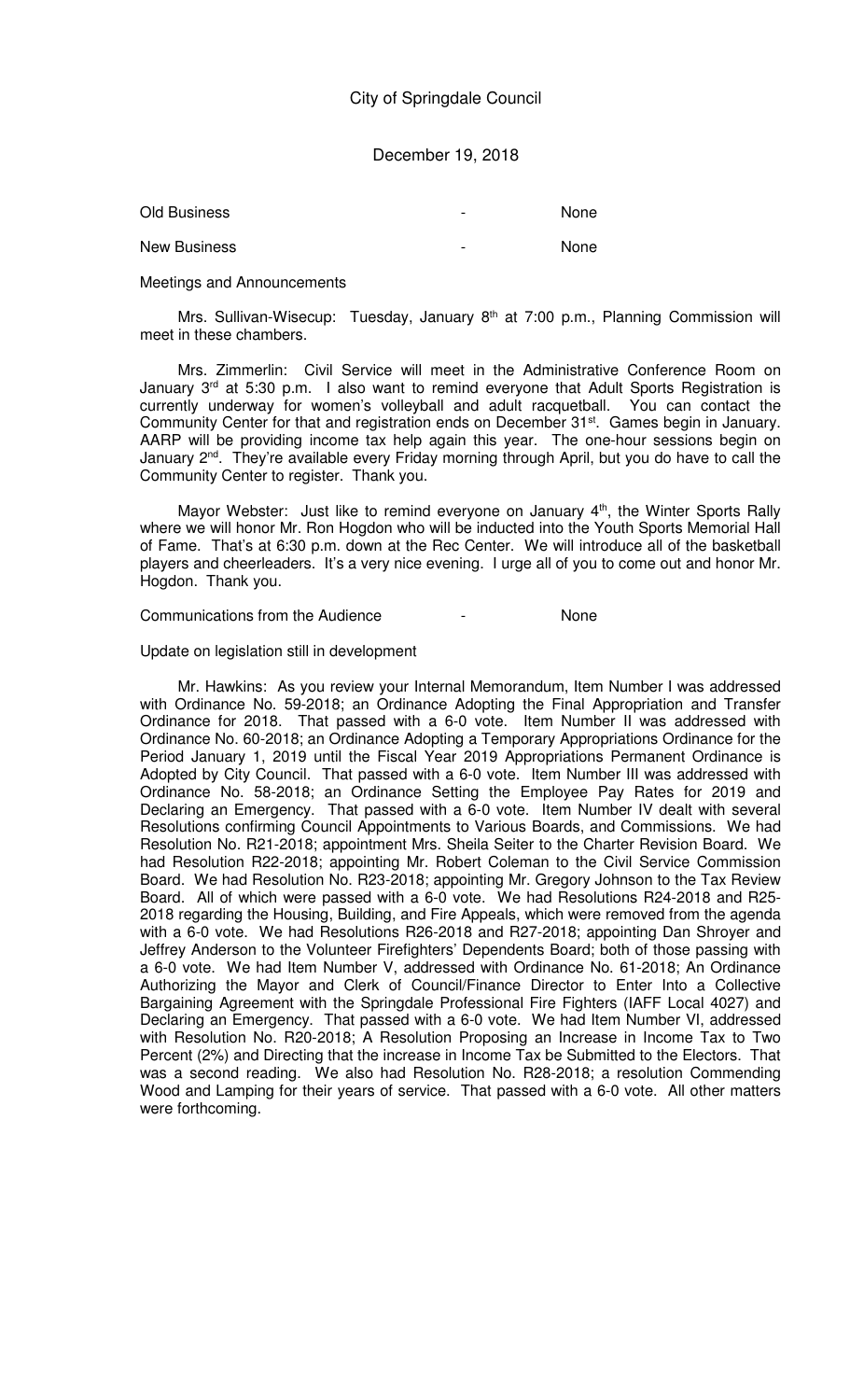City of Springdale Council

December 19, 2018

Old Business - None

New Business - None

Meetings and Announcements

Mrs. Sullivan-Wisecup: Tuesday, January 8th at 7:00 p.m., Planning Commission will meet in these chambers.

Mrs. Zimmerlin: Civil Service will meet in the Administrative Conference Room on January 3rd at 5:30 p.m. I also want to remind everyone that Adult Sports Registration is currently underway for women's volleyball and adult racquetball. You can contact the Community Center for that and registration ends on December 31st. Games begin in January. AARP will be providing income tax help again this year. The one-hour sessions begin on January 2nd. They're available every Friday morning through April, but you do have to call the Community Center to register. Thank you.

Mayor Webster: Just like to remind everyone on January 4th, the Winter Sports Rally where we will honor Mr. Ron Hogdon who will be inducted into the Youth Sports Memorial Hall of Fame. That's at 6:30 p.m. down at the Rec Center. We will introduce all of the basketball players and cheerleaders. It's a very nice evening. I urge all of you to come out and honor Mr. Hogdon. Thank you.

Communications from the Audience - None

Update on legislation still in development

Mr. Hawkins: As you review your Internal Memorandum, Item Number I was addressed with Ordinance No. 59-2018; an Ordinance Adopting the Final Appropriation and Transfer Ordinance for 2018. That passed with a 6-0 vote. Item Number II was addressed with Ordinance No. 60-2018; an Ordinance Adopting a Temporary Appropriations Ordinance for the Period January 1, 2019 until the Fiscal Year 2019 Appropriations Permanent Ordinance is Adopted by City Council. That passed with a 6-0 vote. Item Number III was addressed with Ordinance No. 58-2018; an Ordinance Setting the Employee Pay Rates for 2019 and Declaring an Emergency. That passed with a 6-0 vote. Item Number IV dealt with several Resolutions confirming Council Appointments to Various Boards, and Commissions. We had Resolution No. R21-2018; appointment Mrs. Sheila Seiter to the Charter Revision Board. We had Resolution R22-2018; appointing Mr. Robert Coleman to the Civil Service Commission Board. We had Resolution No. R23-2018; appointing Mr. Gregory Johnson to the Tax Review Board. All of which were passed with a 6-0 vote. We had Resolutions R24-2018 and R25-2018 regarding the Housing, Building, and Fire Appeals, which were removed from the agenda with a 6-0 vote. We had Resolutions R26-2018 and R27-2018; appointing Dan Shroyer and Jeffrey Anderson to the Volunteer Firefighters' Dependents Board; both of those passing with a 6-0 vote. We had Item Number V, addressed with Ordinance No. 61-2018; An Ordinance Authorizing the Mayor and Clerk of Council/Finance Director to Enter Into a Collective Bargaining Agreement with the Springdale Professional Fire Fighters (IAFF Local 4027) and Declaring an Emergency. That passed with a 6-0 vote. We had Item Number VI, addressed with Resolution No. R20-2018; A Resolution Proposing an Increase in Income Tax to Two Percent (2%) and Directing that the increase in Income Tax be Submitted to the Electors. That was a second reading. We also had Resolution No. R28-2018; a resolution Commending Wood and Lamping for their years of service. That passed with a 6-0 vote. All other matters were forthcoming.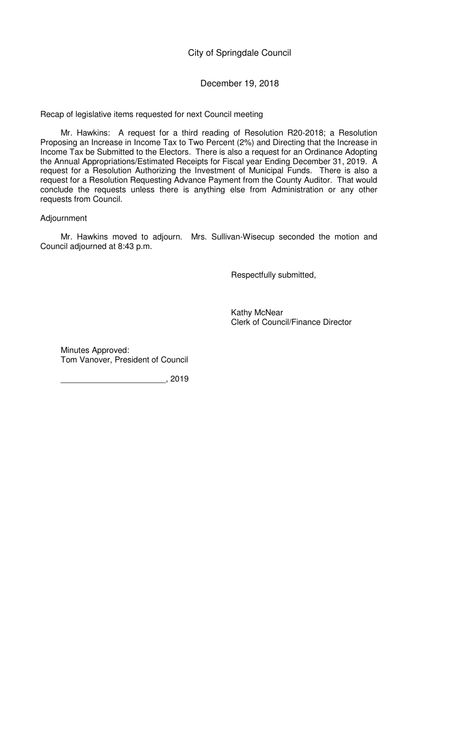City of Springdale Council

December 19, 2018

Recap of legislative items requested for next Council meeting

Mr. Hawkins: A request for a third reading of Resolution R20-2018; a Resolution Proposing an Increase in Income Tax to Two Percent (2%) and Directing that the Increase in Income Tax be Submitted to the Electors. There is also a request for an Ordinance Adopting the Annual Appropriations/Estimated Receipts for Fiscal year Ending December 31, 2019. A request for a Resolution Authorizing the Investment of Municipal Funds. There is also a request for a Resolution Requesting Advance Payment from the County Auditor. That would conclude the requests unless there is anything else from Administration or any other requests from Council.

Adjournment

Mr. Hawkins moved to adjourn. Mrs. Sullivan-Wisecup seconded the motion and Council adjourned at 8:43 p.m.

Respectfully submitted,

Kathy McNear
Clerk of Council/Finance Director

Minutes Approved:
Tom Vanover, President of Council

_______________________, 2019